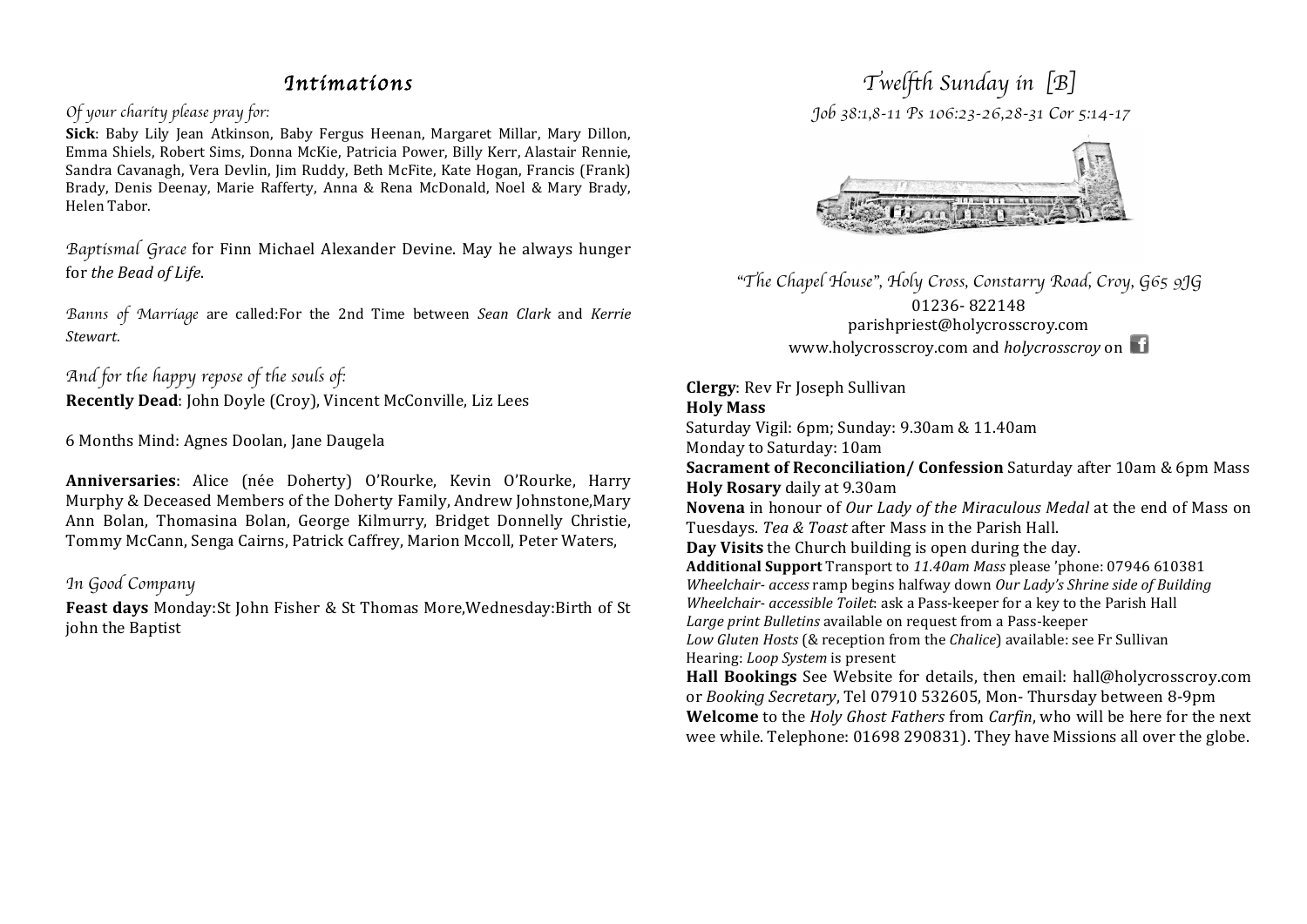## *Intimations*

*Of your charity please pray for:*

**Sick**: Baby Lily Jean Atkinson, Baby Fergus Heenan, Margaret Millar, Mary Dillon, Emma Shiels, Robert Sims, Donna McKie, Patricia Power, Billy Kerr, Alastair Rennie, Sandra Cavanagh, Vera Devlin, Jim Ruddy, Beth McFite, Kate Hogan, Francis (Frank) Brady, Denis Deenay, Marie Rafferty, Anna & Rena McDonald, Noel & Mary Brady, Helen Tabor.

*Baptismal Grace* for Finn Michael Alexander Devine. May he always hunger for *the Bead of Life*.

*Banns of Marriage* are called:For the 2nd Time between *Sean Clark* and *Kerrie Stewart*.

*And for the happy repose of the souls of:*

**Recently Dead**: John Doyle (Croy), Vincent McConville, Liz Lees

6 Months Mind: Agnes Doolan, Jane Daugela

**Anniversaries**: Alice (née Doherty) O'Rourke, Kevin O'Rourke, Harry Murphy & Deceased Members of the Doherty Family, Andrew Johnstone,Mary Ann Bolan, Thomasina Bolan, George Kilmurry, Bridget Donnelly Christie, Tommy McCann, Senga Cairns, Patrick Caffrey, Marion Mccoll, Peter Waters,

*In Good Company*

**Feast days** Monday:St John Fisher & St Thomas More,Wednesday:Birth of St john the Baptist

## *Twelfth Sunday in [B]*

*Job 38:1,8-11 Ps 106:23-26,28-31 Cor 5:14-17*

*"The Chapel House", Holy Cross, Constarry Road, Croy, G65 9JG*

01236- 822148

parishpriest@holycrosscroy.com

www.holycrosscroy.com and *holycrosscroy* on

**Clergy**: Rev Fr Joseph Sullivan

**Holy Mass**

Saturday Vigil: 6pm; Sunday: 9.30am & 11.40am

Monday to Saturday: 10am

**Sacrament of Reconciliation/ Confession** Saturday after 10am & 6pm Mass

**Holy Rosary** daily at 9.30am

**Novena** in honour of *Our Lady of the Miraculous Medal* at the end of Mass on Tuesdays. *Tea & Toast* after Mass in the Parish Hall.

**Day Visits** the Church building is open during the day.

**Additional Support** Transport to *11.40am Mass* please 'phone: 07946 610381

*Wheelchair- access* ramp begins halfway down *Our Lady's Shrine side of Building*

*Wheelchair- accessible Toilet*: ask a Pass-keeper for a key to the Parish Hall

*Large print Bulletins* available on request from a Pass-keeper

*Low Gluten Hosts* (& reception from the *Chalice*) available: see Fr Sullivan

Hearing: *Loop System* is present

**Hall Bookings** See Website for details, then email: hall@holycrosscroy.com or *Booking Secretary*, Tel 07910 532605, Mon- Thursday between 8-9pm

**Welcome** to the *Holy Ghost Fathers* from *Carfin*, who will be here for the next wee while. Telephone: 01698 290831). They have Missions all over the globe.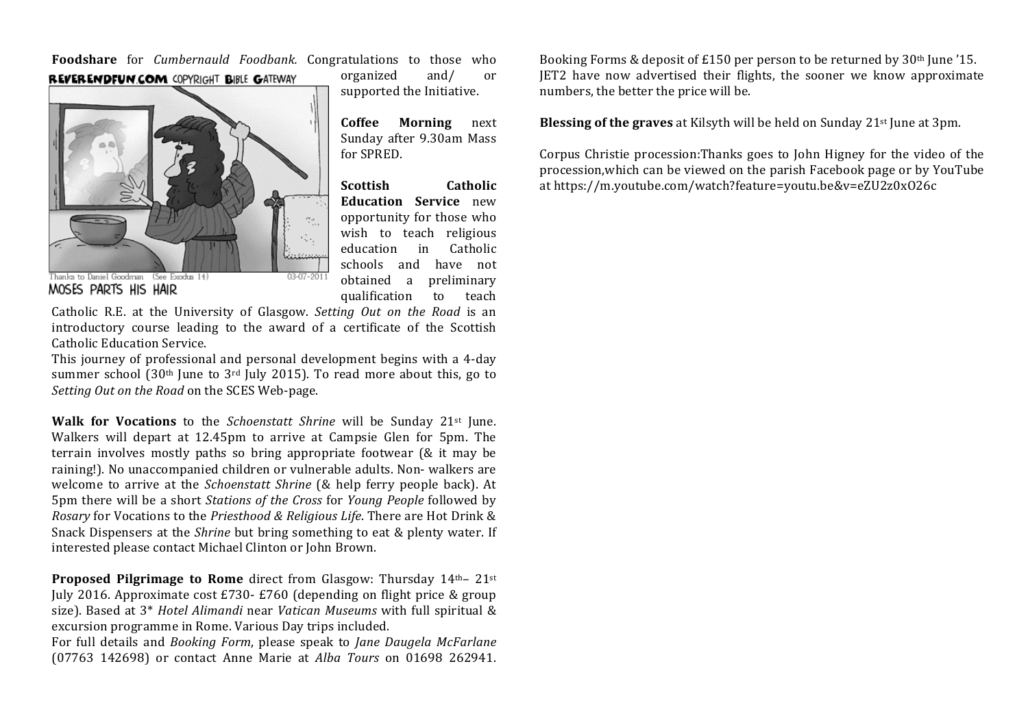**Foodshare** for *Cumbernauld Foodbank.* Congratulations to those who organized and/ or supported the Initiative.

REVERENDFUN.COM COPYRIGHT BIBLE GATEWAY

Thanks to Daniel Goodman (See Exodus 14) 03-07-2011

MOSES PARTS HIS HAIR

**Coffee Morning** next Sunday after 9.30am Mass for SPRED.

**Scottish Catholic Education Service** new opportunity for those who wish to teach religious education in Catholic schools and have not obtained a preliminary qualification to teach Catholic R.E. at the University of Glasgow. *Setting Out on the Road* is an introductory course leading to the award of a certificate of the Scottish Catholic Education Service.

This journey of professional and personal development begins with a 4-day summer school (30th June to 3rd July 2015). To read more about this, go to *Setting Out on the Road* on the SCES Web-page.

**Walk for Vocations** to the *Schoenstatt Shrine* will be Sunday 21st June. Walkers will depart at 12.45pm to arrive at Campsie Glen for 5pm. The terrain involves mostly paths so bring appropriate footwear (& it may be raining!). No unaccompanied children or vulnerable adults. Non- walkers are welcome to arrive at the *Schoenstatt Shrine* (& help ferry people back). At 5pm there will be a short *Stations of the Cross* for *Young People* followed by *Rosary* for Vocations to the *Priesthood & Religious Life*. There are Hot Drink & Snack Dispensers at the *Shrine* but bring something to eat & plenty water. If interested please contact Michael Clinton or John Brown.

**Proposed Pilgrimage to Rome** direct from Glasgow: Thursday 14th– 21st July 2016. Approximate cost £730- £760 (depending on flight price & group size). Based at 3* *Hotel Alimandi* near *Vatican Museums* with full spiritual & excursion programme in Rome. Various Day trips included.

For full details and *Booking Form*, please speak to *Jane Daugela McFarlane* (07763 142698) or contact Anne Marie at *Alba Tours* on 01698 262941. Booking Forms & deposit of £150 per person to be returned by 30th June '15. JET2 have now advertised their flights, the sooner we know approximate numbers, the better the price will be.

**Blessing of the graves** at Kilsyth will be held on Sunday 21st June at 3pm.

Corpus Christie procession:Thanks goes to John Higney for the video of the procession,which can be viewed on the parish Facebook page or by YouTube at https://m.youtube.com/watch?feature=youtu.be&v=eZU2z0xO26c